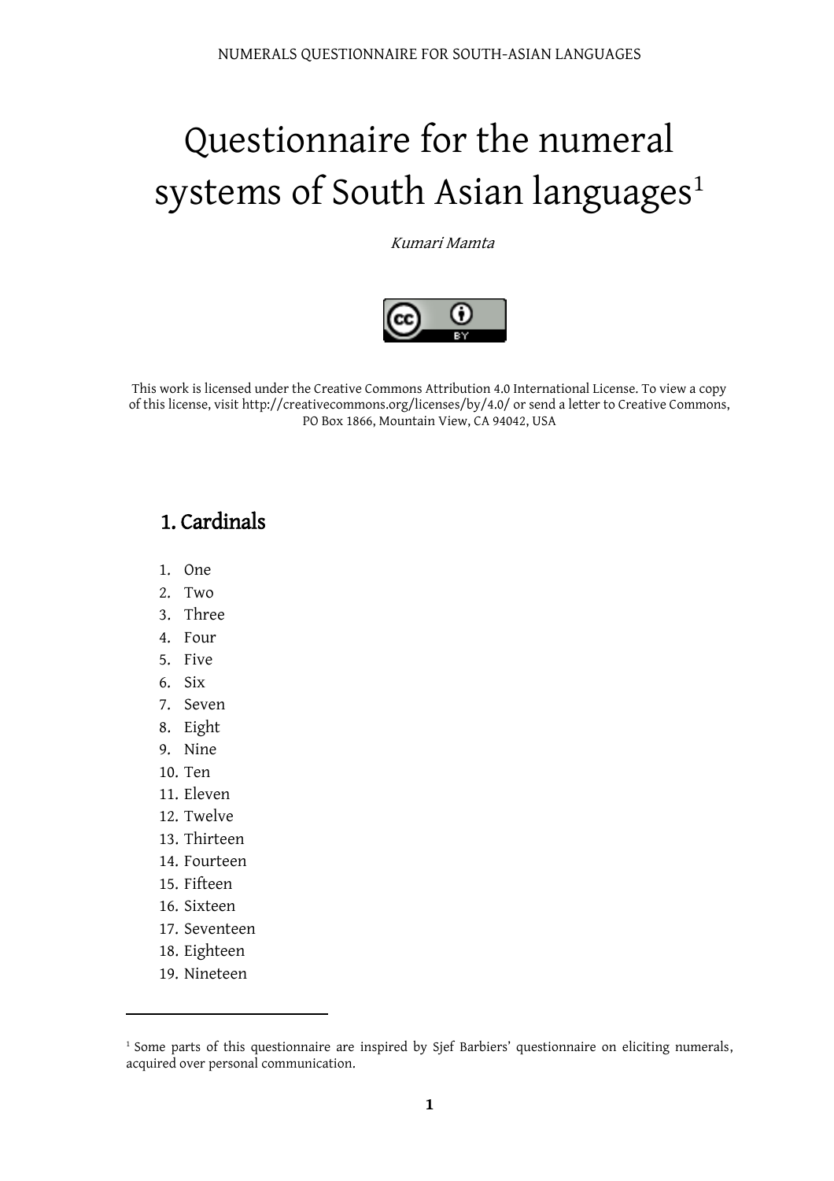# Questionnaire for the numeral systems of South Asian languages[1]

*Kumari Mamta*

This work is licensed under the Creative Commons Attribution 4.0 International License. To view a copy of this license, visit http://creativecommons.org/licenses/by/4.0/ or send a letter to Creative Commons, PO Box 1866, Mountain View, CA 94042, USA

## 1. Cardinals

1. One
2. Two
3. Three
4. Four
5. Five
6. Six
7. Seven
8. Eight
9. Nine
10. Ten
11. Eleven
12. Twelve
13. Thirteen
14. Fourteen
15. Fifteen
16. Sixteen
17. Seventeen
18. Eighteen
19. Nineteen

---

[1] Some parts of this questionnaire are inspired by Sjef Barbiers' questionnaire on eliciting numerals, acquired over personal communication.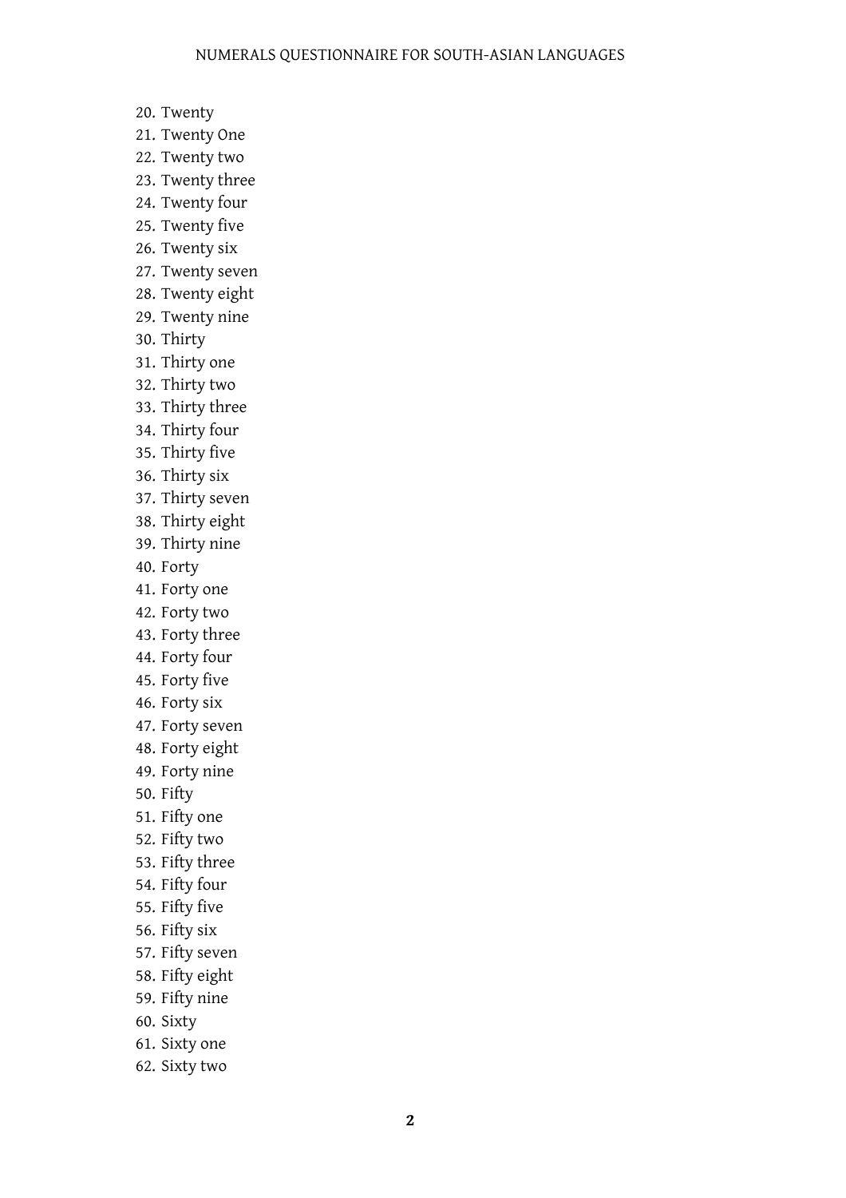20. Twenty
21. Twenty One
22. Twenty two
23. Twenty three
24. Twenty four
25. Twenty five
26. Twenty six
27. Twenty seven
28. Twenty eight
29. Twenty nine
30. Thirty
31. Thirty one
32. Thirty two
33. Thirty three
34. Thirty four
35. Thirty five
36. Thirty six
37. Thirty seven
38. Thirty eight
39. Thirty nine
40. Forty
41. Forty one
42. Forty two
43. Forty three
44. Forty four
45. Forty five
46. Forty six
47. Forty seven
48. Forty eight
49. Forty nine
50. Fifty
51. Fifty one
52. Fifty two
53. Fifty three
54. Fifty four
55. Fifty five
56. Fifty six
57. Fifty seven
58. Fifty eight
59. Fifty nine
60. Sixty
61. Sixty one
62. Sixty two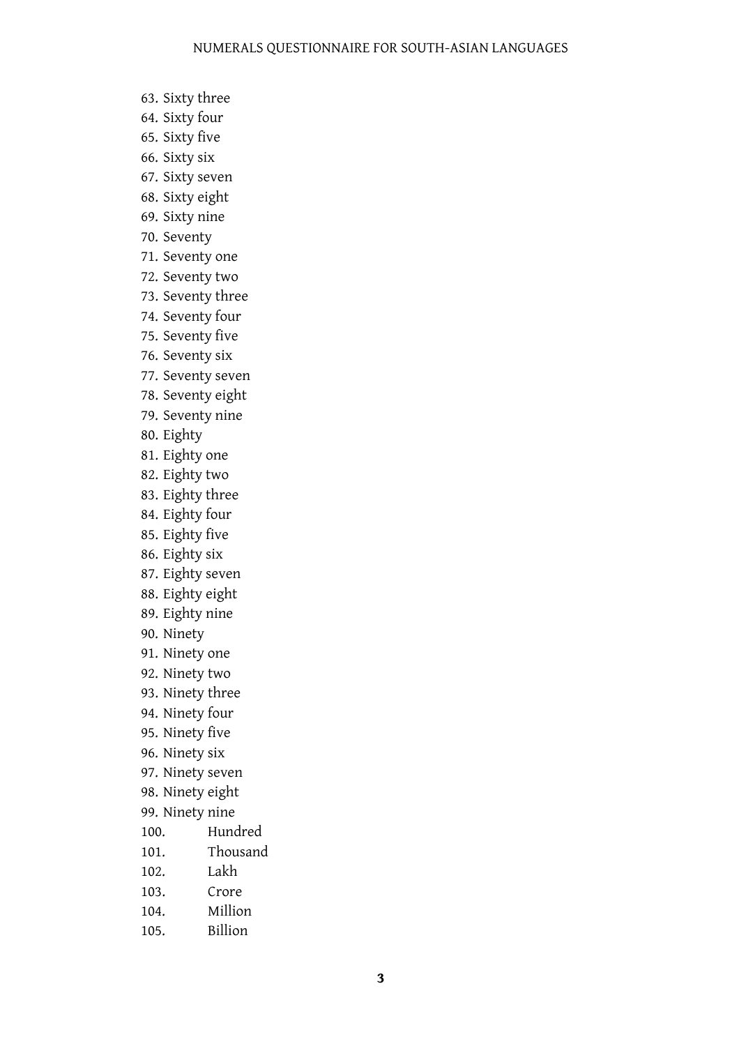63. Sixty three
64. Sixty four
65. Sixty five
66. Sixty six
67. Sixty seven
68. Sixty eight
69. Sixty nine
70. Seventy
71. Seventy one
72. Seventy two
73. Seventy three
74. Seventy four
75. Seventy five
76. Seventy six
77. Seventy seven
78. Seventy eight
79. Seventy nine
80. Eighty
81. Eighty one
82. Eighty two
83. Eighty three
84. Eighty four
85. Eighty five
86. Eighty six
87. Eighty seven
88. Eighty eight
89. Eighty nine
90. Ninety
91. Ninety one
92. Ninety two
93. Ninety three
94. Ninety four
95. Ninety five
96. Ninety six
97. Ninety seven
98. Ninety eight
99. Ninety nine
100. Hundred
101. Thousand
102. Lakh
103. Crore
104. Million
105. Billion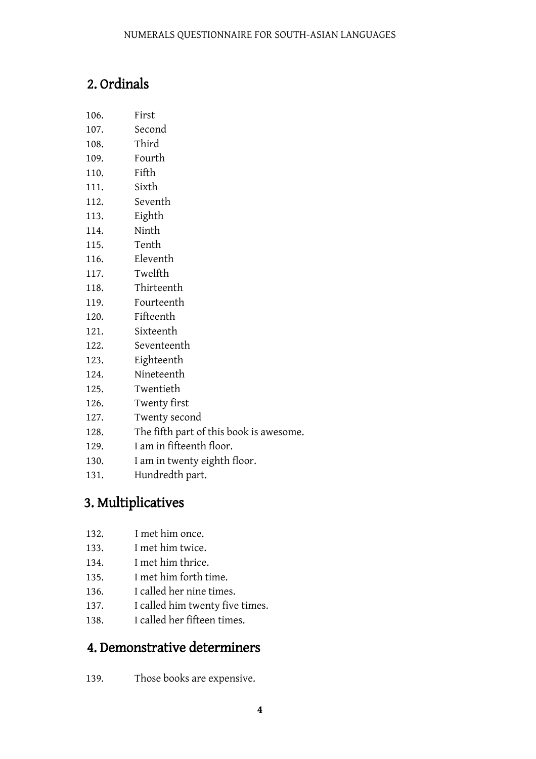## 2. Ordinals

106. First
107. Second
108. Third
109. Fourth
110. Fifth
111. Sixth
112. Seventh
113. Eighth
114. Ninth
115. Tenth
116. Eleventh
117. Twelfth
118. Thirteenth
119. Fourteenth
120. Fifteenth
121. Sixteenth
122. Seventeenth
123. Eighteenth
124. Nineteenth
125. Twentieth
126. Twenty first
127. Twenty second
128. The fifth part of this book is awesome.
129. I am in fifteenth floor.
130. I am in twenty eighth floor.
131. Hundredth part.

## 3. Multiplicatives

132. I met him once.
133. I met him twice.
134. I met him thrice.
135. I met him forth time.
136. I called her nine times.
137. I called him twenty five times.
138. I called her fifteen times.

## 4. Demonstrative determiners

139. Those books are expensive.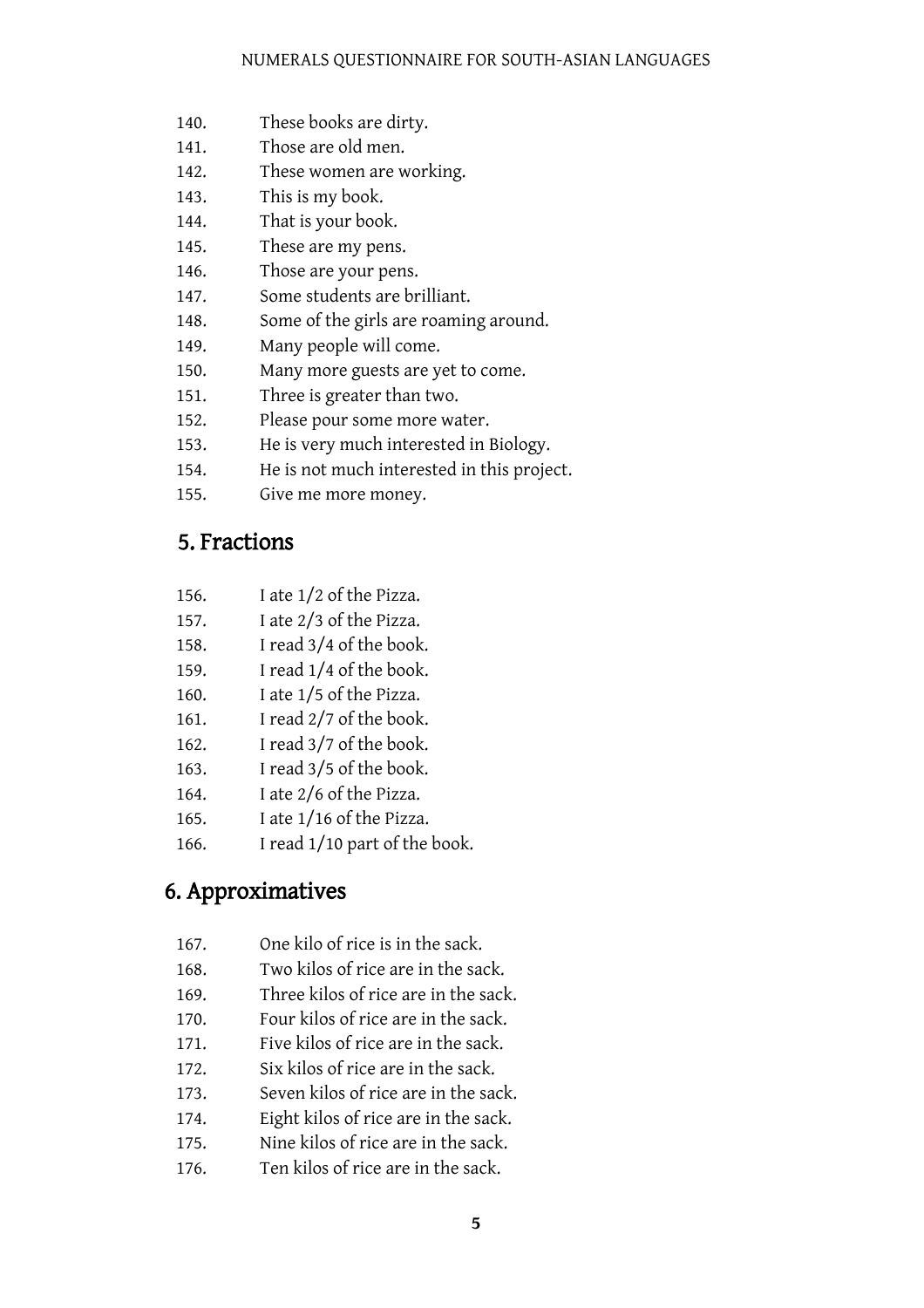140. These books are dirty.
141. Those are old men.
142. These women are working.
143. This is my book.
144. That is your book.
145. These are my pens.
146. Those are your pens.
147. Some students are brilliant.
148. Some of the girls are roaming around.
149. Many people will come.
150. Many more guests are yet to come.
151. Three is greater than two.
152. Please pour some more water.
153. He is very much interested in Biology.
154. He is not much interested in this project.
155. Give me more money.

## 5. Fractions

156. I ate 1/2 of the Pizza.
157. I ate 2/3 of the Pizza.
158. I read 3/4 of the book.
159. I read 1/4 of the book.
160. I ate 1/5 of the Pizza.
161. I read 2/7 of the book.
162. I read 3/7 of the book.
163. I read 3/5 of the book.
164. I ate 2/6 of the Pizza.
165. I ate 1/16 of the Pizza.
166. I read 1/10 part of the book.

## 6. Approximatives

167. One kilo of rice is in the sack.
168. Two kilos of rice are in the sack.
169. Three kilos of rice are in the sack.
170. Four kilos of rice are in the sack.
171. Five kilos of rice are in the sack.
172. Six kilos of rice are in the sack.
173. Seven kilos of rice are in the sack.
174. Eight kilos of rice are in the sack.
175. Nine kilos of rice are in the sack.
176. Ten kilos of rice are in the sack.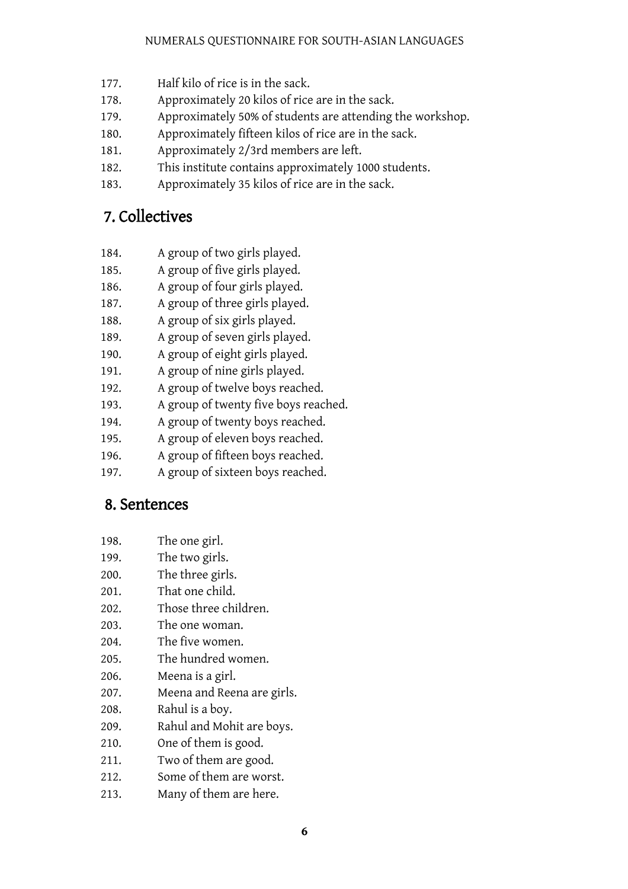177. Half kilo of rice is in the sack.
178. Approximately 20 kilos of rice are in the sack.
179. Approximately 50% of students are attending the workshop.
180. Approximately fifteen kilos of rice are in the sack.
181. Approximately 2/3rd members are left.
182. This institute contains approximately 1000 students.
183. Approximately 35 kilos of rice are in the sack.

## 7. Collectives

184. A group of two girls played.
185. A group of five girls played.
186. A group of four girls played.
187. A group of three girls played.
188. A group of six girls played.
189. A group of seven girls played.
190. A group of eight girls played.
191. A group of nine girls played.
192. A group of twelve boys reached.
193. A group of twenty five boys reached.
194. A group of twenty boys reached.
195. A group of eleven boys reached.
196. A group of fifteen boys reached.
197. A group of sixteen boys reached.

## 8. Sentences

198. The one girl.
199. The two girls.
200. The three girls.
201. That one child.
202. Those three children.
203. The one woman.
204. The five women.
205. The hundred women.
206. Meena is a girl.
207. Meena and Reena are girls.
208. Rahul is a boy.
209. Rahul and Mohit are boys.
210. One of them is good.
211. Two of them are good.
212. Some of them are worst.
213. Many of them are here.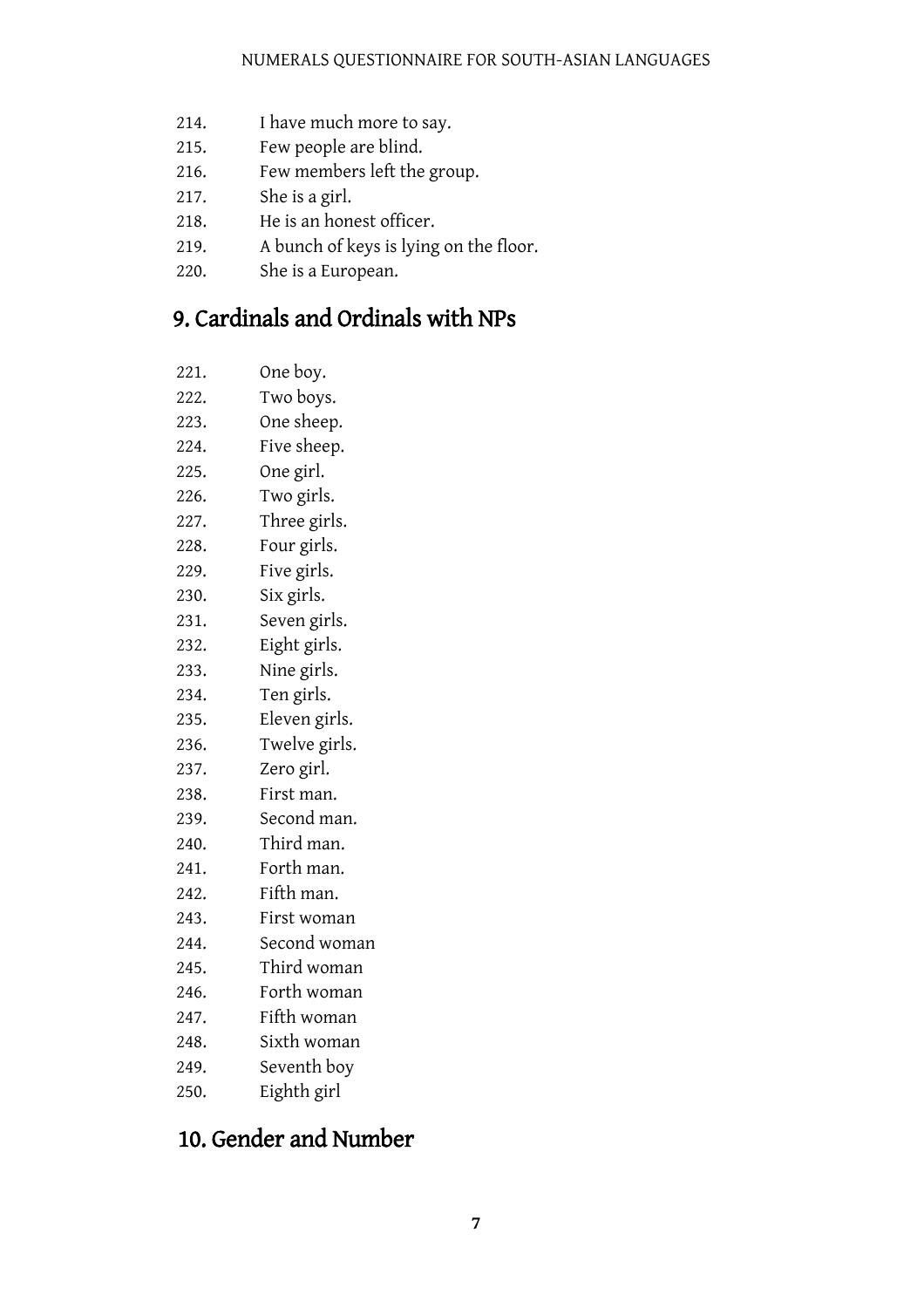214. I have much more to say.
215. Few people are blind.
216. Few members left the group.
217. She is a girl.
218. He is an honest officer.
219. A bunch of keys is lying on the floor.
220. She is a European.

## 9. Cardinals and Ordinals with NPs

221. One boy.
222. Two boys.
223. One sheep.
224. Five sheep.
225. One girl.
226. Two girls.
227. Three girls.
228. Four girls.
229. Five girls.
230. Six girls.
231. Seven girls.
232. Eight girls.
233. Nine girls.
234. Ten girls.
235. Eleven girls.
236. Twelve girls.
237. Zero girl.
238. First man.
239. Second man.
240. Third man.
241. Forth man.
242. Fifth man.
243. First woman
244. Second woman
245. Third woman
246. Forth woman
247. Fifth woman
248. Sixth woman
249. Seventh boy
250. Eighth girl

## 10. Gender and Number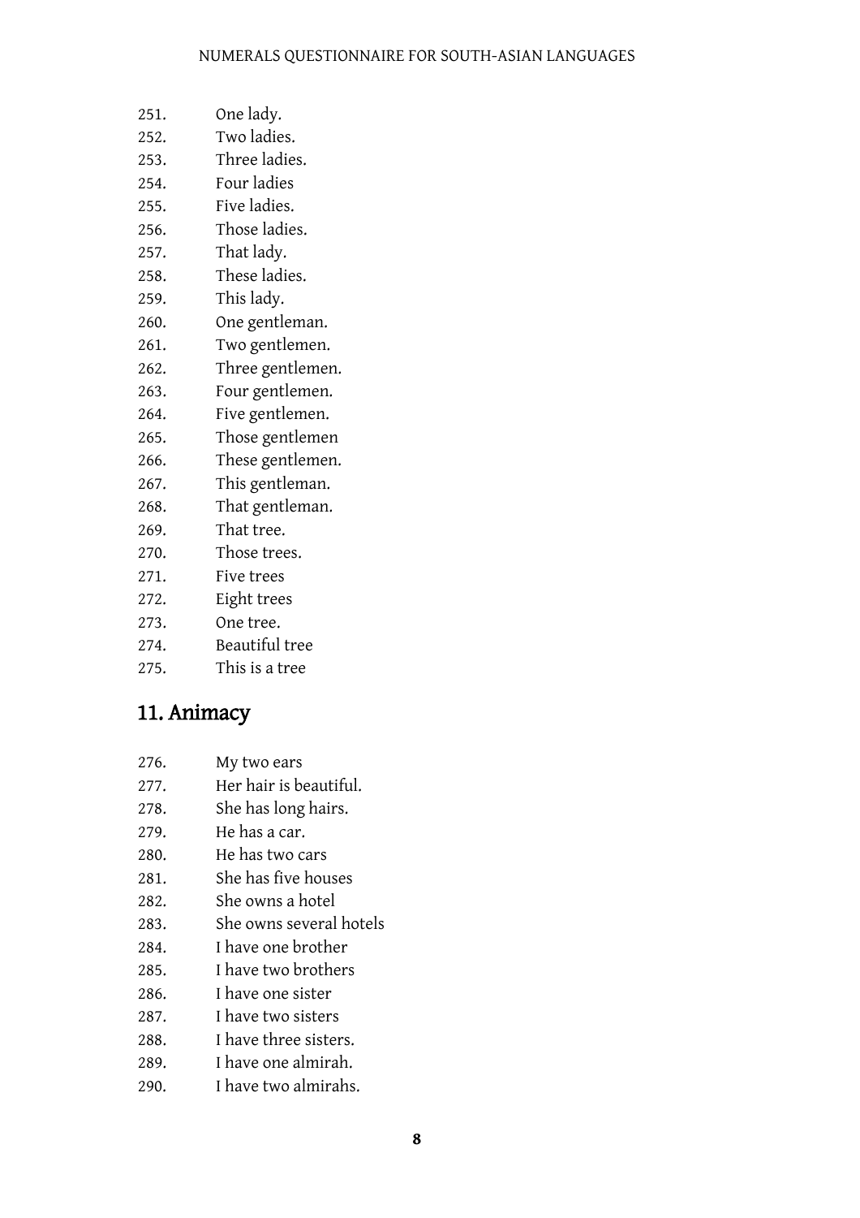251. One lady.
252. Two ladies.
253. Three ladies.
254. Four ladies
255. Five ladies.
256. Those ladies.
257. That lady.
258. These ladies.
259. This lady.
260. One gentleman.
261. Two gentlemen.
262. Three gentlemen.
263. Four gentlemen.
264. Five gentlemen.
265. Those gentlemen
266. These gentlemen.
267. This gentleman.
268. That gentleman.
269. That tree.
270. Those trees.
271. Five trees
272. Eight trees
273. One tree.
274. Beautiful tree
275. This is a tree

## 11. Animacy

276. My two ears
277. Her hair is beautiful.
278. She has long hairs.
279. He has a car.
280. He has two cars
281. She has five houses
282. She owns a hotel
283. She owns several hotels
284. I have one brother
285. I have two brothers
286. I have one sister
287. I have two sisters
288. I have three sisters.
289. I have one almirah.
290. I have two almirahs.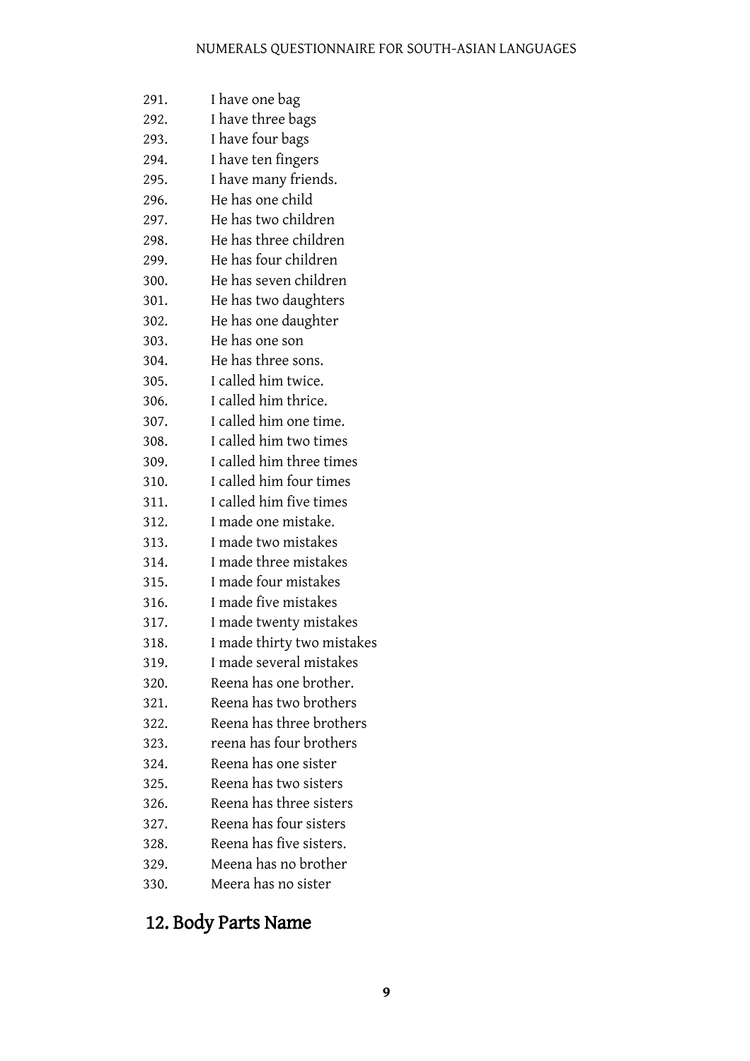291. I have one bag
292. I have three bags
293. I have four bags
294. I have ten fingers
295. I have many friends.
296. He has one child
297. He has two children
298. He has three children
299. He has four children
300. He has seven children
301. He has two daughters
302. He has one daughter
303. He has one son
304. He has three sons.
305. I called him twice.
306. I called him thrice.
307. I called him one time.
308. I called him two times
309. I called him three times
310. I called him four times
311. I called him five times
312. I made one mistake.
313. I made two mistakes
314. I made three mistakes
315. I made four mistakes
316. I made five mistakes
317. I made twenty mistakes
318. I made thirty two mistakes
319. I made several mistakes
320. Reena has one brother.
321. Reena has two brothers
322. Reena has three brothers
323. reena has four brothers
324. Reena has one sister
325. Reena has two sisters
326. Reena has three sisters
327. Reena has four sisters
328. Reena has five sisters.
329. Meena has no brother
330. Meera has no sister

## 12. Body Parts Name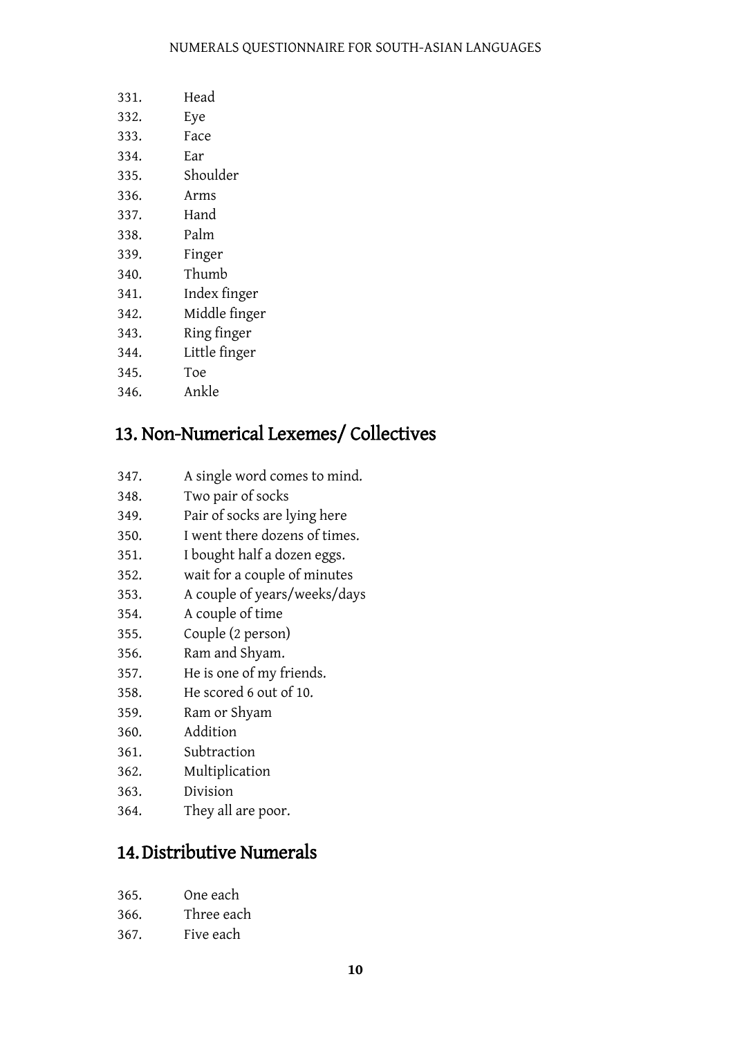331. Head
332. Eye
333. Face
334. Ear
335. Shoulder
336. Arms
337. Hand
338. Palm
339. Finger
340. Thumb
341. Index finger
342. Middle finger
343. Ring finger
344. Little finger
345. Toe
346. Ankle

## 13. Non-Numerical Lexemes/ Collectives

347. A single word comes to mind.
348. Two pair of socks
349. Pair of socks are lying here
350. I went there dozens of times.
351. I bought half a dozen eggs.
352. wait for a couple of minutes
353. A couple of years/weeks/days
354. A couple of time
355. Couple (2 person)
356. Ram and Shyam.
357. He is one of my friends.
358. He scored 6 out of 10.
359. Ram or Shyam
360. Addition
361. Subtraction
362. Multiplication
363. Division
364. They all are poor.

## 14. Distributive Numerals

365. One each
366. Three each
367. Five each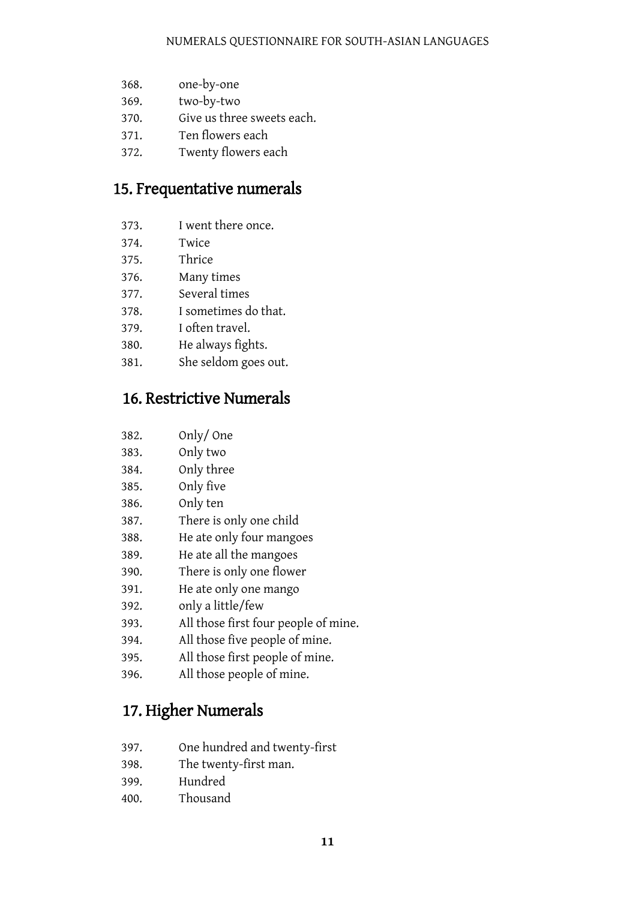368. one-by-one
369. two-by-two
370. Give us three sweets each.
371. Ten flowers each
372. Twenty flowers each

## 15. Frequentative numerals

373. I went there once.
374. Twice
375. Thrice
376. Many times
377. Several times
378. I sometimes do that.
379. I often travel.
380. He always fights.
381. She seldom goes out.

## 16. Restrictive Numerals

382. Only/ One
383. Only two
384. Only three
385. Only five
386. Only ten
387. There is only one child
388. He ate only four mangoes
389. He ate all the mangoes
390. There is only one flower
391. He ate only one mango
392. only a little/few
393. All those first four people of mine.
394. All those five people of mine.
395. All those first people of mine.
396. All those people of mine.

## 17. Higher Numerals

397. One hundred and twenty-first
398. The twenty-first man.
399. Hundred
400. Thousand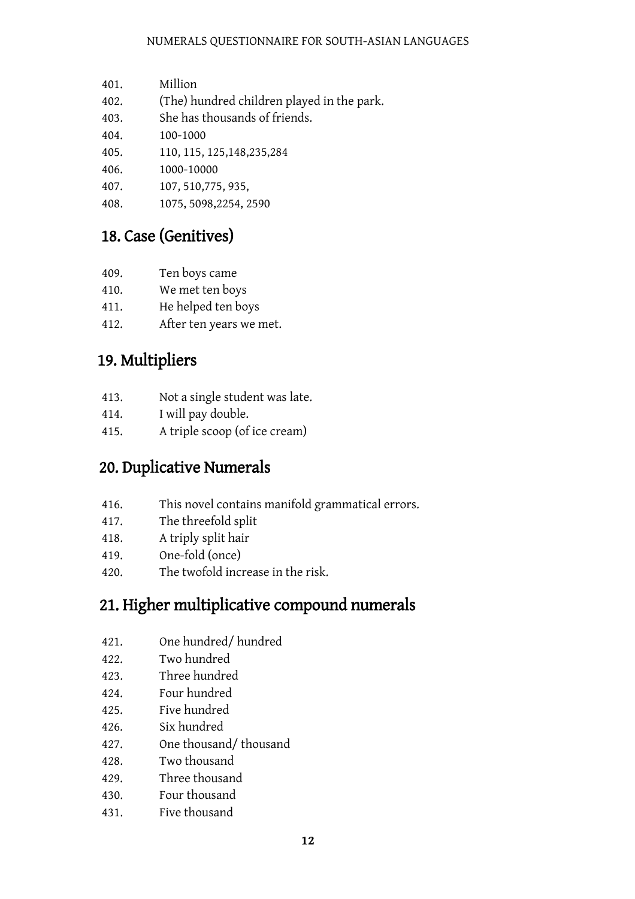401. Million
402. (The) hundred children played in the park.
403. She has thousands of friends.
404. 100-1000
405. 110, 115, 125,148,235,284
406. 1000-10000
407. 107, 510,775, 935,
408. 1075, 5098,2254, 2590

## 18. Case (Genitives)

409. Ten boys came
410. We met ten boys
411. He helped ten boys
412. After ten years we met.

## 19. Multipliers

413. Not a single student was late.
414. I will pay double.
415. A triple scoop (of ice cream)

## 20. Duplicative Numerals

416. This novel contains manifold grammatical errors.
417. The threefold split
418. A triply split hair
419. One-fold (once)
420. The twofold increase in the risk.

## 21. Higher multiplicative compound numerals

421. One hundred/ hundred
422. Two hundred
423. Three hundred
424. Four hundred
425. Five hundred
426. Six hundred
427. One thousand/ thousand
428. Two thousand
429. Three thousand
430. Four thousand
431. Five thousand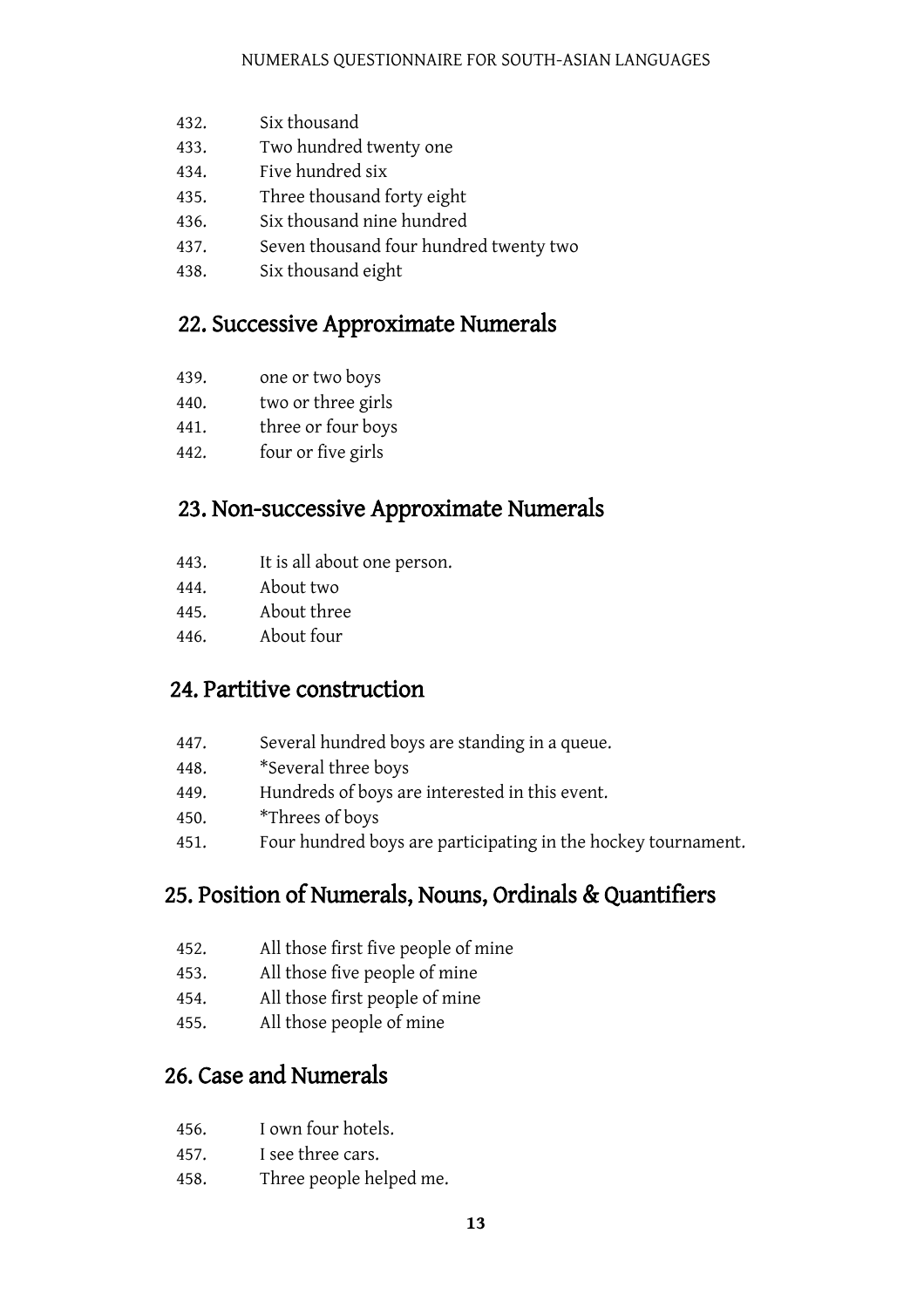432. Six thousand
433. Two hundred twenty one
434. Five hundred six
435. Three thousand forty eight
436. Six thousand nine hundred
437. Seven thousand four hundred twenty two
438. Six thousand eight

## 22. Successive Approximate Numerals

439. one or two boys
440. two or three girls
441. three or four boys
442. four or five girls

## 23. Non-successive Approximate Numerals

443. It is all about one person.
444. About two
445. About three
446. About four

## 24. Partitive construction

447. Several hundred boys are standing in a queue.
448. *Several three boys
449. Hundreds of boys are interested in this event.
450. *Threes of boys
451. Four hundred boys are participating in the hockey tournament.

## 25. Position of Numerals, Nouns, Ordinals & Quantifiers

452. All those first five people of mine
453. All those five people of mine
454. All those first people of mine
455. All those people of mine

## 26. Case and Numerals

456. I own four hotels.
457. I see three cars.
458. Three people helped me.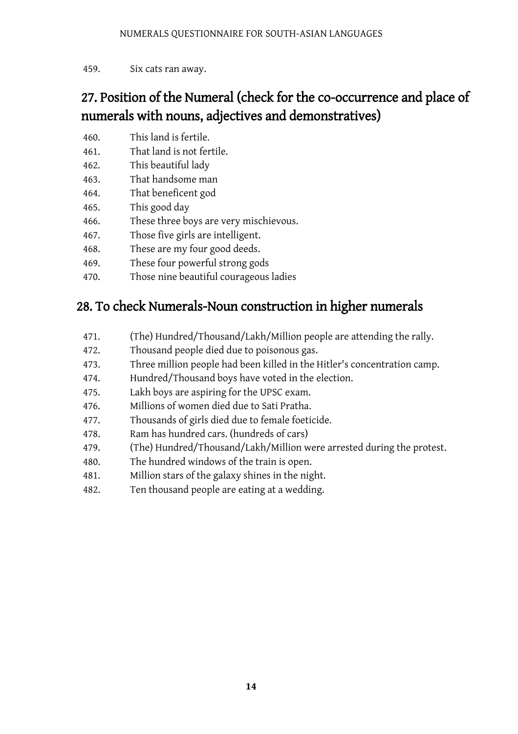459. Six cats ran away.

## 27. Position of the Numeral (check for the co-occurrence and place of numerals with nouns, adjectives and demonstratives)

460. This land is fertile.
461. That land is not fertile.
462. This beautiful lady
463. That handsome man
464. That beneficent god
465. This good day
466. These three boys are very mischievous.
467. Those five girls are intelligent.
468. These are my four good deeds.
469. These four powerful strong gods
470. Those nine beautiful courageous ladies

## 28. To check Numerals-Noun construction in higher numerals

471. (The) Hundred/Thousand/Lakh/Million people are attending the rally.
472. Thousand people died due to poisonous gas.
473. Three million people had been killed in the Hitler's concentration camp.
474. Hundred/Thousand boys have voted in the election.
475. Lakh boys are aspiring for the UPSC exam.
476. Millions of women died due to Sati Pratha.
477. Thousands of girls died due to female foeticide.
478. Ram has hundred cars. (hundreds of cars)
479. (The) Hundred/Thousand/Lakh/Million were arrested during the protest.
480. The hundred windows of the train is open.
481. Million stars of the galaxy shines in the night.
482. Ten thousand people are eating at a wedding.